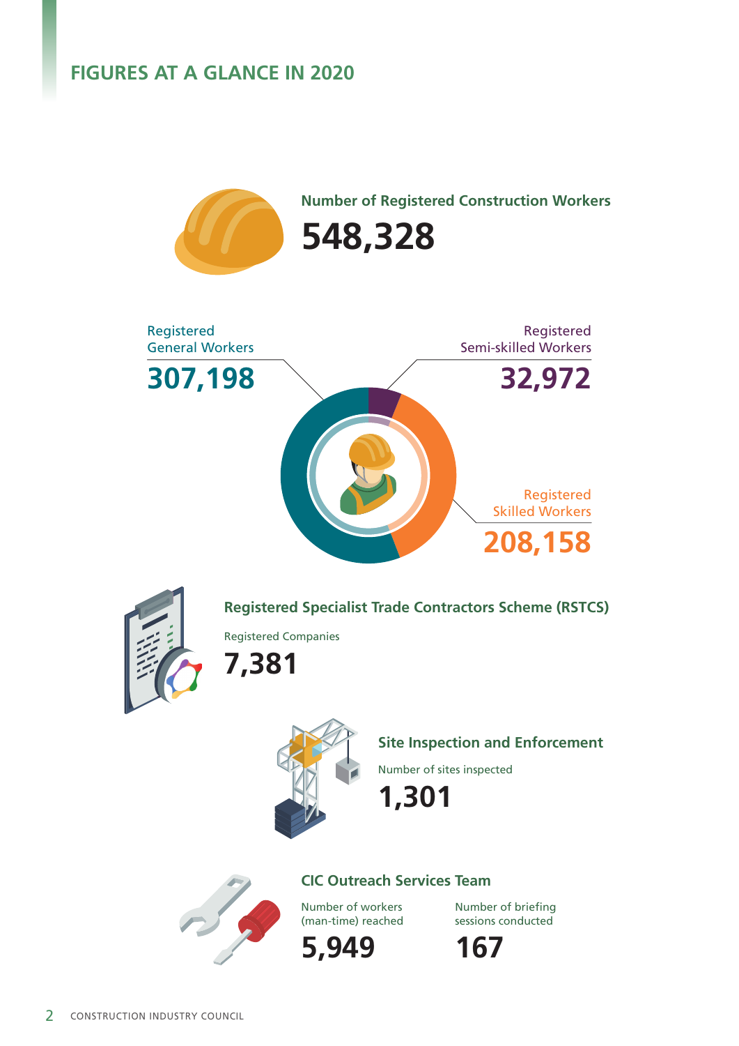## FIGURES AT A GLANCE IN 2020

### Number of Registered Construction Workers

**548,328**

Registered General Workers

**307,198**

Registered Semi-skilled Workers

**32,972**

Registered Skilled Workers

**208,158**

### Registered Specialist Trade Contractors Scheme (RSTCS)

Registered Companies

**7,381**

### Site Inspection and Enforcement

Number of sites inspected

**1,301**

### CIC Outreach Services Team

Number of workers (man-time) reached

**5,949**

Number of briefing sessions conducted

**167**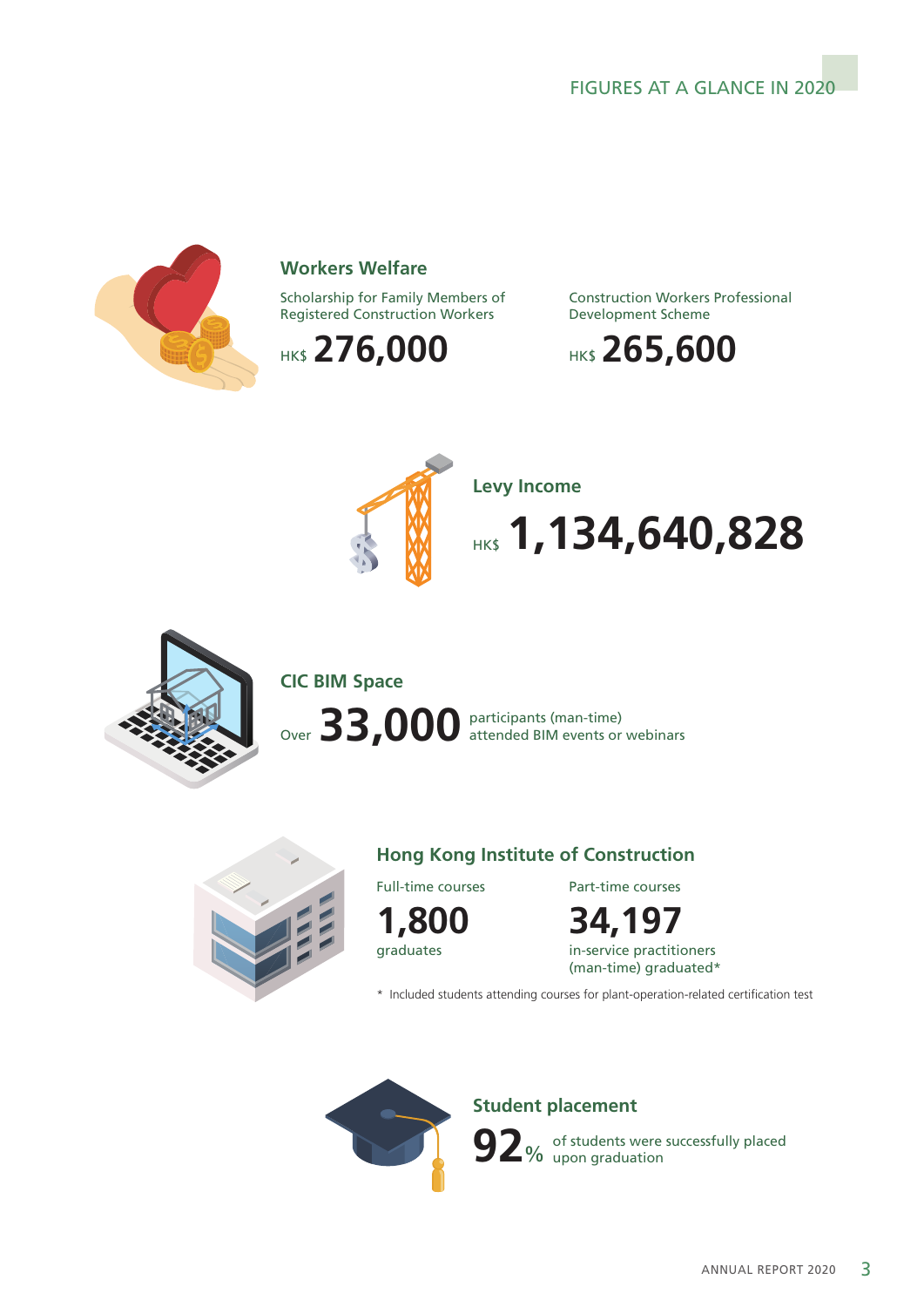# FIGURES AT A GLANCE IN 2020

## Workers Welfare

Scholarship for Family Members of Registered Construction Workers

HK$ **276,000**

Construction Workers Professional Development Scheme

HK$ **265,600**

## Levy Income

HK$ **1,134,640,828**

## CIC BIM Space

Over **33,000** participants (man-time) attended BIM events or webinars

## Hong Kong Institute of Construction

Full-time courses

**1,800**

graduates

Part-time courses

**34,197**

in-service practitioners (man-time) graduated*

* Included students attending courses for plant-operation-related certification test

## Student placement

**92**% of students were successfully placed upon graduation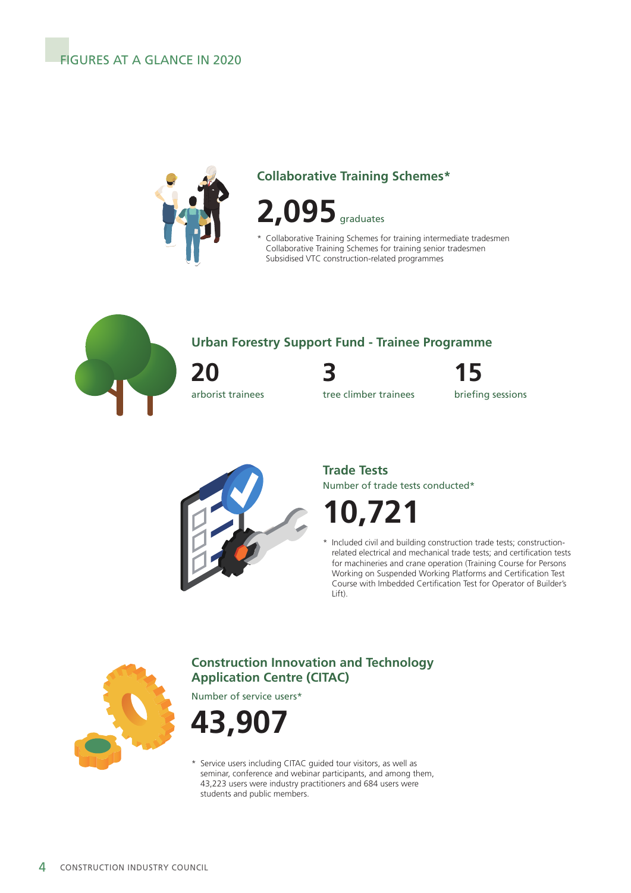# FIGURES AT A GLANCE IN 2020

## Collaborative Training Schemes*

**2,095** graduates

\* Collaborative Training Schemes for training intermediate tradesmen
Collaborative Training Schemes for training senior tradesmen
Subsidised VTC construction-related programmes

## Urban Forestry Support Fund - Trainee Programme

**20**
arborist trainees

**3**
tree climber trainees

**15**
briefing sessions

## Trade Tests

Number of trade tests conducted*

**10,721**

\* Included civil and building construction trade tests; construction-related electrical and mechanical trade tests; and certification tests for machineries and crane operation (Training Course for Persons Working on Suspended Working Platforms and Certification Test Course with Imbedded Certification Test for Operator of Builder's Lift).

## Construction Innovation and Technology Application Centre (CITAC)

Number of service users*

**43,907**

\* Service users including CITAC guided tour visitors, as well as seminar, conference and webinar participants, and among them, 43,223 users were industry practitioners and 684 users were students and public members.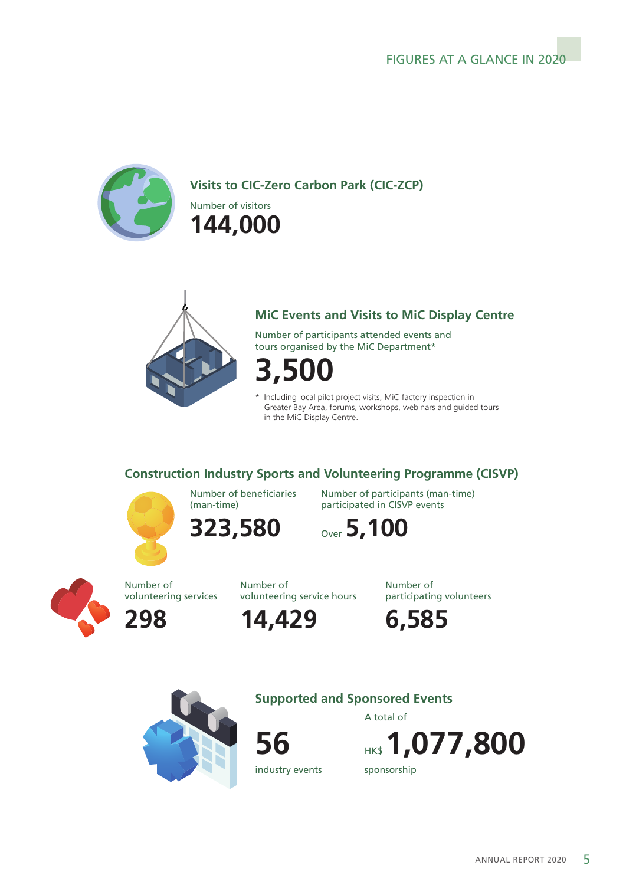## Visits to CIC-Zero Carbon Park (CIC-ZCP)

Number of visitors

**144,000**

## MiC Events and Visits to MiC Display Centre

Number of participants attended events and tours organised by the MiC Department*

**3,500**

* Including local pilot project visits, MiC factory inspection in Greater Bay Area, forums, workshops, webinars and guided tours in the MiC Display Centre.

## Construction Industry Sports and Volunteering Programme (CISVP)

Number of beneficiaries (man-time)

**323,580**

Number of participants (man-time) participated in CISVP events

Over **5,100**

Number of volunteering services

**298**

Number of volunteering service hours

**14,429**

Number of participating volunteers

**6,585**

## Supported and Sponsored Events

**56**

industry events

A total of

HK$ **1,077,800**

sponsorship